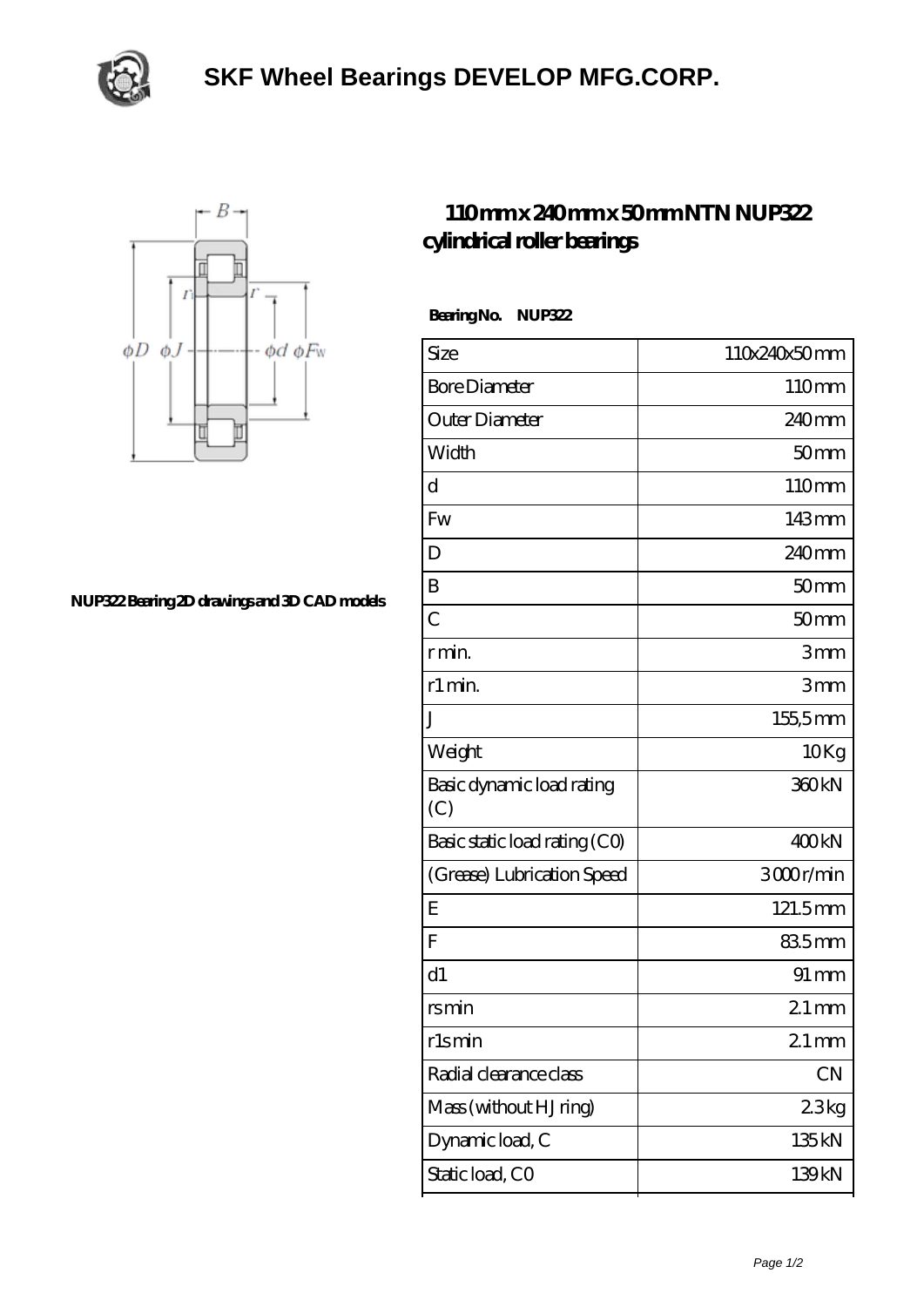# SKF Wheel Bearings DEVELOP MFG.CORP.

NUP322 Bearing 2D drawings and 3D CAD models

## 110 mm x 240 mm x 50 mm NTN NUP322 cylindrical roller bearings

**Bearing No. NUP322**

| Size | 110x240x50 mm |
|---|---|
| Bore Diameter | 110 mm |
| Outer Diameter | 240 mm |
| Width | 50 mm |
| d | 110 mm |
| Fw | 143 mm |
| D | 240 mm |
| B | 50 mm |
| C | 50 mm |
| r min. | 3 mm |
| r1 min. | 3 mm |
| J | 155,5 mm |
| Weight | 10 Kg |
| Basic dynamic load rating (C) | 360 kN |
| Basic static load rating (C0) | 400 kN |
| (Grease) Lubrication Speed | 3000 r/min |
| E | 121.5 mm |
| F | 83.5 mm |
| d1 | 91 mm |
| rs min | 2.1 mm |
| r1s min | 2.1 mm |
| Radial clearance class | CN |
| Mass (without HJ ring) | 2.3 kg |
| Dynamic load, C | 135 kN |
| Static load, C0 | 139 kN |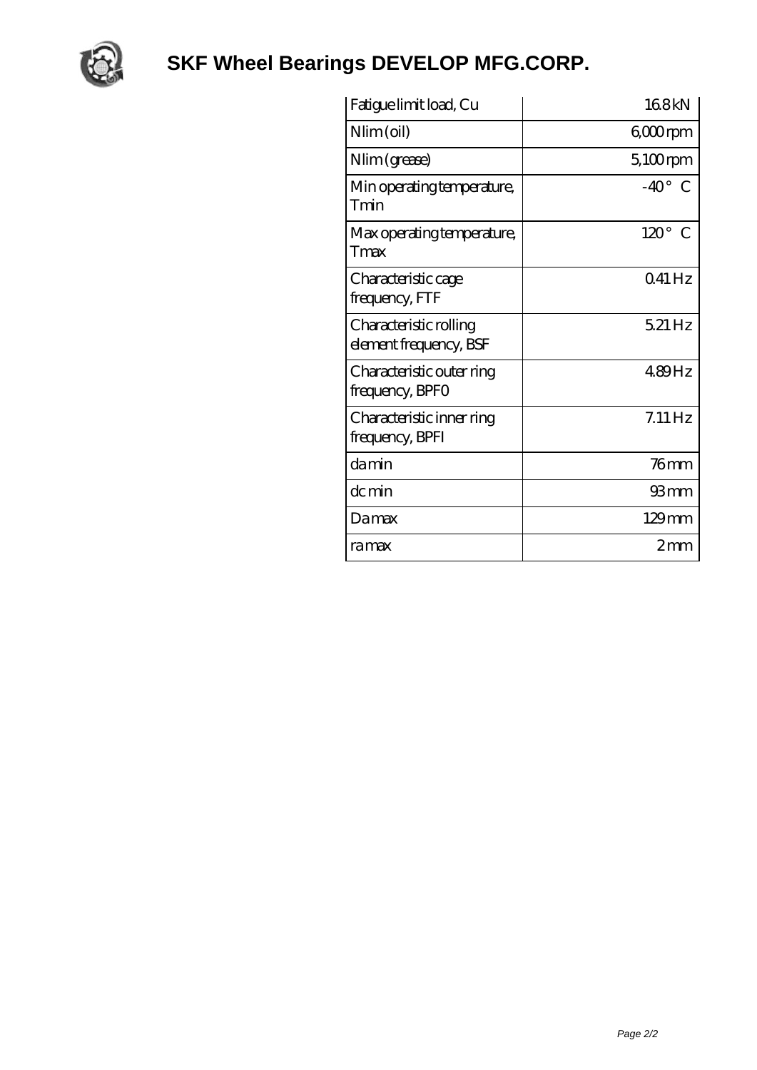# SKF Wheel Bearings DEVELOP MFG.CORP.

| | |
|---|---|
| Fatigue limit load, Cu | 16.8 kN |
| Nlim (oil) | 6,000 rpm |
| Nlim (grease) | 5,100 rpm |
| Min operating temperature, Tmin | -40 ° C |
| Max operating temperature, Tmax | 120 ° C |
| Characteristic cage frequency, FTF | 0.41 Hz |
| Characteristic rolling element frequency, BSF | 5.21 Hz |
| Characteristic outer ring frequency, BPFO | 4.89 Hz |
| Characteristic inner ring frequency, BPFI | 7.11 Hz |
| da min | 76 mm |
| dc min | 93 mm |
| Da max | 129 mm |
| ra max | 2 mm |